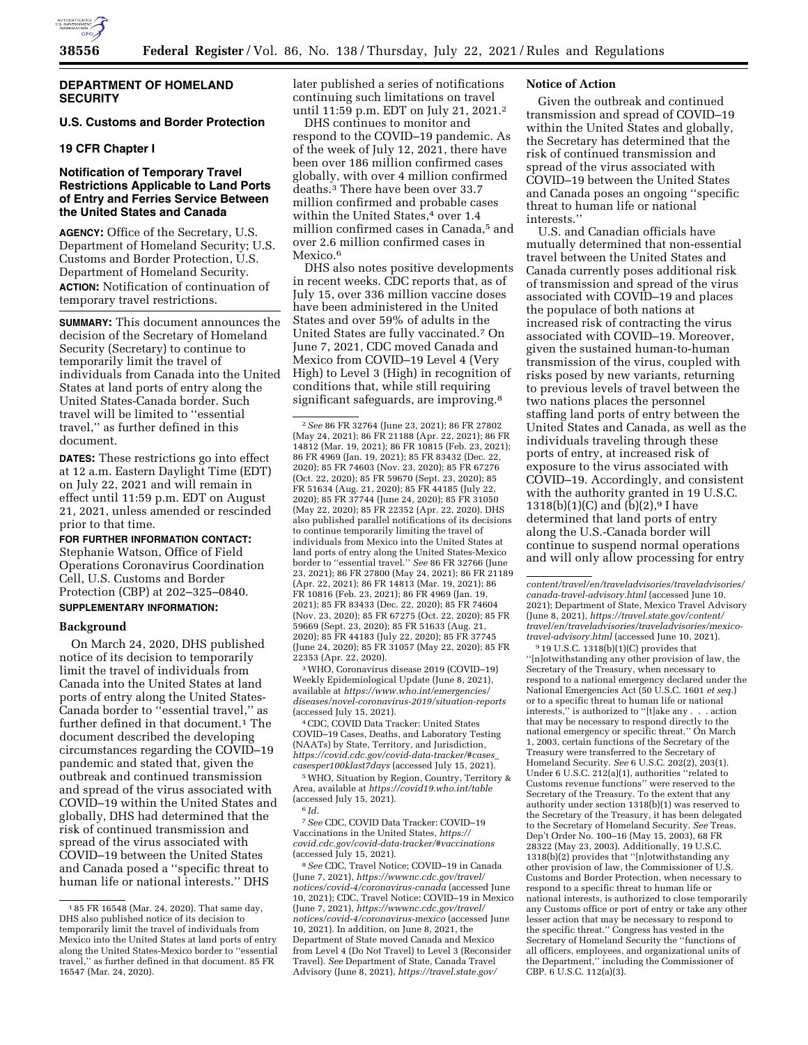## DEPARTMENT OF HOMELAND SECURITY

### U.S. Customs and Border Protection

### 19 CFR Chapter I

### Notification of Temporary Travel Restrictions Applicable to Land Ports of Entry and Ferries Service Between the United States and Canada

**AGENCY:** Office of the Secretary, U.S. Department of Homeland Security; U.S. Customs and Border Protection, U.S. Department of Homeland Security.

**ACTION:** Notification of continuation of temporary travel restrictions.

**SUMMARY:** This document announces the decision of the Secretary of Homeland Security (Secretary) to continue to temporarily limit the travel of individuals from Canada into the United States at land ports of entry along the United States-Canada border. Such travel will be limited to "essential travel," as further defined in this document.

**DATES:** These restrictions go into effect at 12 a.m. Eastern Daylight Time (EDT) on July 22, 2021 and will remain in effect until 11:59 p.m. EDT on August 21, 2021, unless amended or rescinded prior to that time.

**FOR FURTHER INFORMATION CONTACT:** Stephanie Watson, Office of Field Operations Coronavirus Coordination Cell, U.S. Customs and Border Protection (CBP) at 202–325–0840.

**SUPPLEMENTARY INFORMATION:**

#### Background

On March 24, 2020, DHS published notice of its decision to temporarily limit the travel of individuals from Canada into the United States at land ports of entry along the United States-Canada border to "essential travel," as further defined in that document.[1] The document described the developing circumstances regarding the COVID–19 pandemic and stated that, given the outbreak and continued transmission and spread of the virus associated with COVID–19 within the United States and globally, DHS had determined that the risk of continued transmission and spread of the virus associated with COVID–19 between the United States and Canada posed a "specific threat to human life or national interests." DHS later published a series of notifications continuing such limitations on travel until 11:59 p.m. EDT on July 21, 2021.[2]

DHS continues to monitor and respond to the COVID–19 pandemic. As of the week of July 12, 2021, there have been over 186 million confirmed cases globally, with over 4 million confirmed deaths.[3] There have been over 33.7 million confirmed and probable cases within the United States,[4] over 1.4 million confirmed cases in Canada,[5] and over 2.6 million confirmed cases in Mexico.[6]

DHS also notes positive developments in recent weeks. CDC reports that, as of July 15, over 336 million vaccine doses have been administered in the United States and over 59% of adults in the United States are fully vaccinated.[7] On June 7, 2021, CDC moved Canada and Mexico from COVID–19 Level 4 (Very High) to Level 3 (High) in recognition of conditions that, while still requiring significant safeguards, are improving.[8]

#### Notice of Action

Given the outbreak and continued transmission and spread of COVID–19 within the United States and globally, the Secretary has determined that the risk of continued transmission and spread of the virus associated with COVID–19 between the United States and Canada poses an ongoing "specific threat to human life or national interests."

U.S. and Canadian officials have mutually determined that non-essential travel between the United States and Canada currently poses additional risk of transmission and spread of the virus associated with COVID–19 and places the populace of both nations at increased risk of contracting the virus associated with COVID–19. Moreover, given the sustained human-to-human transmission of the virus, coupled with risks posed by new variants, returning to previous levels of travel between the two nations places the personnel staffing land ports of entry between the United States and Canada, as well as the individuals traveling through these ports of entry, at increased risk of exposure to the virus associated with COVID–19. Accordingly, and consistent with the authority granted in 19 U.S.C. 1318(b)(1)(C) and (b)(2),[9] I have determined that land ports of entry along the U.S.-Canada border will continue to suspend normal operations and will only allow processing for entry

---

[1] 85 FR 16548 (Mar. 24, 2020). That same day, DHS also published notice of its decision to temporarily limit the travel of individuals from Mexico into the United States at land ports of entry along the United States-Mexico border to "essential travel," as further defined in that document. 85 FR 16547 (Mar. 24, 2020).

[2] *See* 86 FR 32764 (June 23, 2021); 86 FR 27802 (May 24, 2021); 86 FR 21188 (Apr. 22, 2021); 86 FR 14812 (Mar. 19, 2021); 86 FR 10815 (Feb. 23, 2021); 86 FR 4969 (Jan. 19, 2021); 85 FR 83432 (Dec. 22, 2020); 85 FR 74603 (Nov. 23, 2020); 85 FR 67276 (Oct. 22, 2020); 85 FR 59670 (Sept. 23, 2020); 85 FR 51634 (Aug. 21, 2020); 85 FR 44185 (July 22, 2020); 85 FR 37744 (June 24, 2020); 85 FR 31050 (May 22, 2020); 85 FR 22352 (Apr. 22, 2020). DHS also published parallel notifications of its decisions to continue temporarily limiting the travel of individuals from Mexico into the United States at land ports of entry along the United States-Mexico border to "essential travel." *See* 86 FR 32766 (June 23, 2021); 86 FR 27800 (May 24, 2021); 86 FR 21189 (Apr. 22, 2021); 86 FR 14813 (Mar. 19, 2021); 86 FR 10816 (Feb. 23, 2021); 86 FR 4969 (Jan. 19, 2021); 85 FR 83433 (Dec. 22, 2020); 85 FR 74604 (Nov. 23, 2020); 85 FR 67275 (Oct. 22, 2020); 85 FR 59669 (Sept. 23, 2020); 85 FR 51633 (Aug. 21, 2020); 85 FR 44183 (July 22, 2020); 85 FR 37745 (June 24, 2020); 85 FR 31057 (May 22, 2020); 85 FR 22353 (Apr. 22, 2020).

[3] WHO, Coronavirus disease 2019 (COVID–19) Weekly Epidemiological Update (June 8, 2021), available at *https://www.who.int/emergencies/diseases/novel-coronavirus-2019/situation-reports* (accessed July 15, 2021).

[4] CDC, COVID Data Tracker: United States COVID–19 Cases, Deaths, and Laboratory Testing (NAATs) by State, Territory, and Jurisdiction, *https://covid.cdc.gov/covid-data-tracker/#cases_casesper100klast7days* (accessed July 15, 2021).

[5] WHO, Situation by Region, Country, Territory & Area, available at *https://covid19.who.int/table* (accessed July 15, 2021).

[6] *Id.*

[7] *See* CDC, COVID Data Tracker: COVID–19 Vaccinations in the United States, *https://covid.cdc.gov/covid-data-tracker/#vaccinations* (accessed July 15, 2021).

[8] *See* CDC, Travel Notice; COVID–19 in Canada (June 7, 2021), *https://wwwnc.cdc.gov/travel/notices/covid-4/coronavirus-canada* (accessed June 10, 2021); CDC, Travel Notice: COVID–19 in Mexico (June 7, 2021), *https://wwwnc.cdc.gov/travel/notices/covid-4/coronavirus-mexico* (accessed June 10, 2021). In addition, on June 8, 2021, the Department of State moved Canada and Mexico from Level 4 (Do Not Travel) to Level 3 (Reconsider Travel). *See* Department of State, Canada Travel Advisory (June 8, 2021), *https://travel.state.gov/content/travel/en/traveladvisories/traveladvisories/canada-travel-advisory.html* (accessed June 10, 2021); Department of State, Mexico Travel Advisory (June 8, 2021), *https://travel.state.gov/content/travel/en/traveladvisories/traveladvisories/mexico-travel-advisory.html* (accessed June 10, 2021).

[9] 19 U.S.C. 1318(b)(1)(C) provides that "[n]otwithstanding any other provision of law, the Secretary of the Treasury, when necessary to respond to a national emergency declared under the National Emergencies Act (50 U.S.C. 1601 *et seq.*) or to a specific threat to human life or national interests," is authorized to "[t]ake any . . . action that may be necessary to respond directly to the national emergency or specific threat." On March 1, 2003, certain functions of the Secretary of the Treasury were transferred to the Secretary of Homeland Security. *See* 6 U.S.C. 202(2), 203(1). Under 6 U.S.C. 212(a)(1), authorities "related to Customs revenue functions" were reserved to the Secretary of the Treasury. To the extent that any authority under section 1318(b)(1) was reserved to the Secretary of the Treasury, it has been delegated to the Secretary of Homeland Security. *See* Treas. Dep't Order No. 100–16 (May 15, 2003), 68 FR 28322 (May 23, 2003). Additionally, 19 U.S.C. 1318(b)(2) provides that "[n]otwithstanding any other provision of law, the Commissioner of U.S. Customs and Border Protection, when necessary to respond to a specific threat to human life or national interests, is authorized to close temporarily any Customs office or port of entry or take any other lesser action that may be necessary to respond to the specific threat." Congress has vested in the Secretary of Homeland Security the "functions of all officers, employees, and organizational units of the Department," including the Commissioner of CBP. 6 U.S.C. 112(a)(3).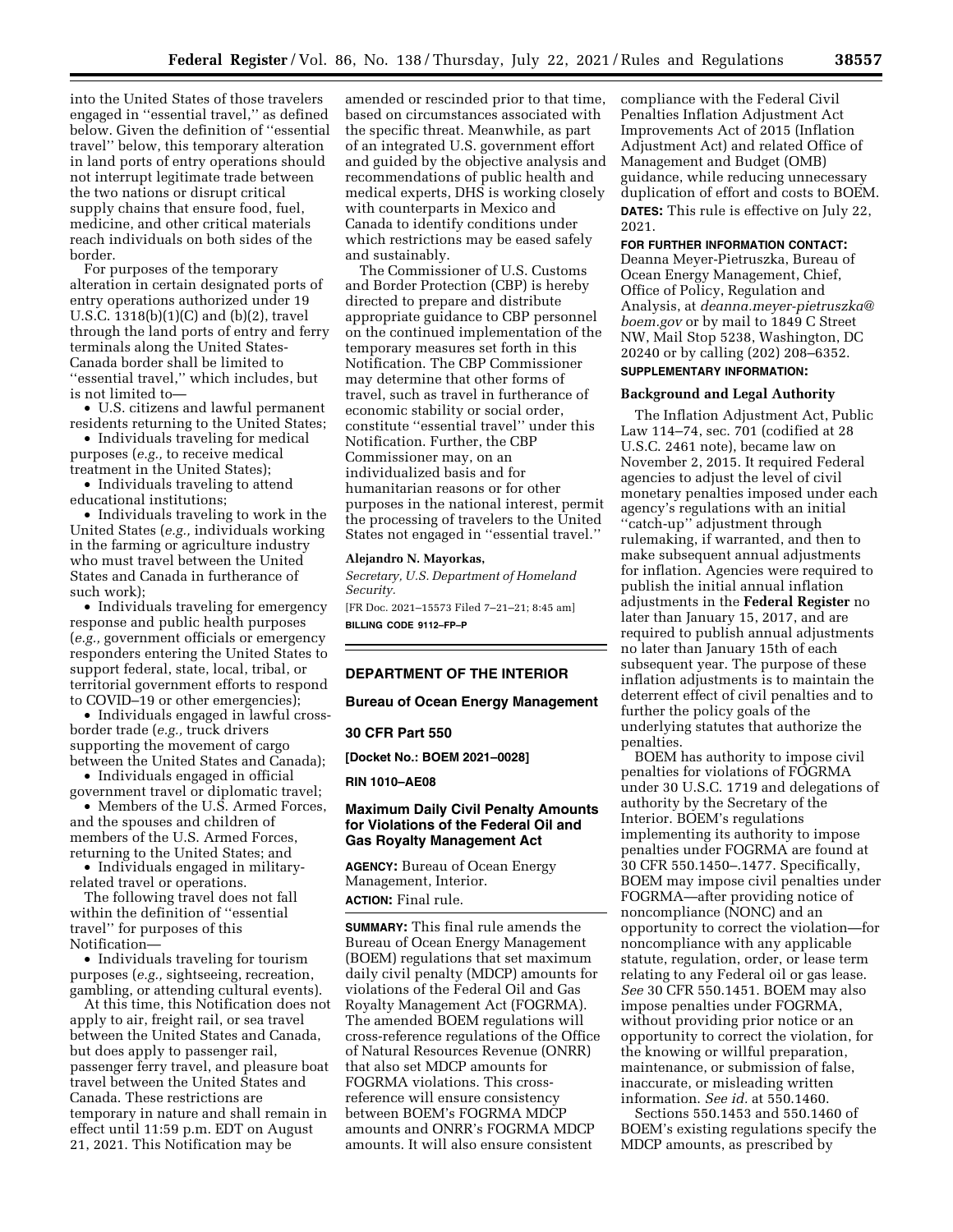into the United States of those travelers engaged in "essential travel," as defined below. Given the definition of "essential travel" below, this temporary alteration in land ports of entry operations should not interrupt legitimate trade between the two nations or disrupt critical supply chains that ensure food, fuel, medicine, and other critical materials reach individuals on both sides of the border.

For purposes of the temporary alteration in certain designated ports of entry operations authorized under 19 U.S.C. 1318(b)(1)(C) and (b)(2), travel through the land ports of entry and ferry terminals along the United States-Canada border shall be limited to "essential travel," which includes, but is not limited to—

- U.S. citizens and lawful permanent residents returning to the United States;
- Individuals traveling for medical purposes (*e.g.,* to receive medical treatment in the United States);
- Individuals traveling to attend educational institutions;
- Individuals traveling to work in the United States (*e.g.,* individuals working in the farming or agriculture industry who must travel between the United States and Canada in furtherance of such work);
- Individuals traveling for emergency response and public health purposes (*e.g.,* government officials or emergency responders entering the United States to support federal, state, local, tribal, or territorial government efforts to respond to COVID–19 or other emergencies);
- Individuals engaged in lawful cross-border trade (*e.g.,* truck drivers supporting the movement of cargo between the United States and Canada);
- Individuals engaged in official government travel or diplomatic travel;
- Members of the U.S. Armed Forces, and the spouses and children of members of the U.S. Armed Forces, returning to the United States; and
- Individuals engaged in military-related travel or operations.

The following travel does not fall within the definition of "essential travel" for purposes of this Notification—

- Individuals traveling for tourism purposes (*e.g.,* sightseeing, recreation, gambling, or attending cultural events).

At this time, this Notification does not apply to air, freight rail, or sea travel between the United States and Canada, but does apply to passenger rail, passenger ferry travel, and pleasure boat travel between the United States and Canada. These restrictions are temporary in nature and shall remain in effect until 11:59 p.m. EDT on August 21, 2021. This Notification may be amended or rescinded prior to that time, based on circumstances associated with the specific threat. Meanwhile, as part of an integrated U.S. government effort and guided by the objective analysis and recommendations of public health and medical experts, DHS is working closely with counterparts in Mexico and Canada to identify conditions under which restrictions may be eased safely and sustainably.

The Commissioner of U.S. Customs and Border Protection (CBP) is hereby directed to prepare and distribute appropriate guidance to CBP personnel on the continued implementation of the temporary measures set forth in this Notification. The CBP Commissioner may determine that other forms of travel, such as travel in furtherance of economic stability or social order, constitute "essential travel" under this Notification. Further, the CBP Commissioner may, on an individualized basis and for humanitarian reasons or for other purposes in the national interest, permit the processing of travelers to the United States not engaged in "essential travel."

**Alejandro N. Mayorkas,**

*Secretary, U.S. Department of Homeland Security.*

[FR Doc. 2021–15573 Filed 7–21–21; 8:45 am]

**BILLING CODE 9112–FP–P**

---

## DEPARTMENT OF THE INTERIOR

### Bureau of Ocean Energy Management

### 30 CFR Part 550

**[Docket No.: BOEM 2021–0028]**

**RIN 1010–AE08**

### Maximum Daily Civil Penalty Amounts for Violations of the Federal Oil and Gas Royalty Management Act

**AGENCY:** Bureau of Ocean Energy Management, Interior.

**ACTION:** Final rule.

**SUMMARY:** This final rule amends the Bureau of Ocean Energy Management (BOEM) regulations that set maximum daily civil penalty (MDCP) amounts for violations of the Federal Oil and Gas Royalty Management Act (FOGRMA). The amended BOEM regulations will cross-reference regulations of the Office of Natural Resources Revenue (ONRR) that also set MDCP amounts for FOGRMA violations. This cross-reference will ensure consistency between BOEM's FOGRMA MDCP amounts and ONRR's FOGRMA MDCP amounts. It will also ensure consistent compliance with the Federal Civil Penalties Inflation Adjustment Act Improvements Act of 2015 (Inflation Adjustment Act) and related Office of Management and Budget (OMB) guidance, while reducing unnecessary duplication of effort and costs to BOEM.

**DATES:** This rule is effective on July 22, 2021.

**FOR FURTHER INFORMATION CONTACT:** Deanna Meyer-Pietruszka, Bureau of Ocean Energy Management, Chief, Office of Policy, Regulation and Analysis, at *deanna.meyer-pietruszka@boem.gov* or by mail to 1849 C Street NW, Mail Stop 5238, Washington, DC 20240 or by calling (202) 208–6352.

**SUPPLEMENTARY INFORMATION:**

#### Background and Legal Authority

The Inflation Adjustment Act, Public Law 114–74, sec. 701 (codified at 28 U.S.C. 2461 note), became law on November 2, 2015. It required Federal agencies to adjust the level of civil monetary penalties imposed under each agency's regulations with an initial "catch-up" adjustment through rulemaking, if warranted, and then to make subsequent annual adjustments for inflation. Agencies were required to publish the initial annual inflation adjustments in the **Federal Register** no later than January 15, 2017, and are required to publish annual adjustments no later than January 15th of each subsequent year. The purpose of these inflation adjustments is to maintain the deterrent effect of civil penalties and to further the policy goals of the underlying statutes that authorize the penalties.

BOEM has authority to impose civil penalties for violations of FOGRMA under 30 U.S.C. 1719 and delegations of authority by the Secretary of the Interior. BOEM's regulations implementing its authority to impose penalties under FOGRMA are found at 30 CFR 550.1450–.1477. Specifically, BOEM may impose civil penalties under FOGRMA—after providing notice of noncompliance (NONC) and an opportunity to correct the violation—for noncompliance with any applicable statute, regulation, order, or lease term relating to any Federal oil or gas lease. *See* 30 CFR 550.1451. BOEM may also impose penalties under FOGRMA, without providing prior notice or an opportunity to correct the violation, for the knowing or willful preparation, maintenance, or submission of false, inaccurate, or misleading written information. *See id.* at 550.1460.

Sections 550.1453 and 550.1460 of BOEM's existing regulations specify the MDCP amounts, as prescribed by